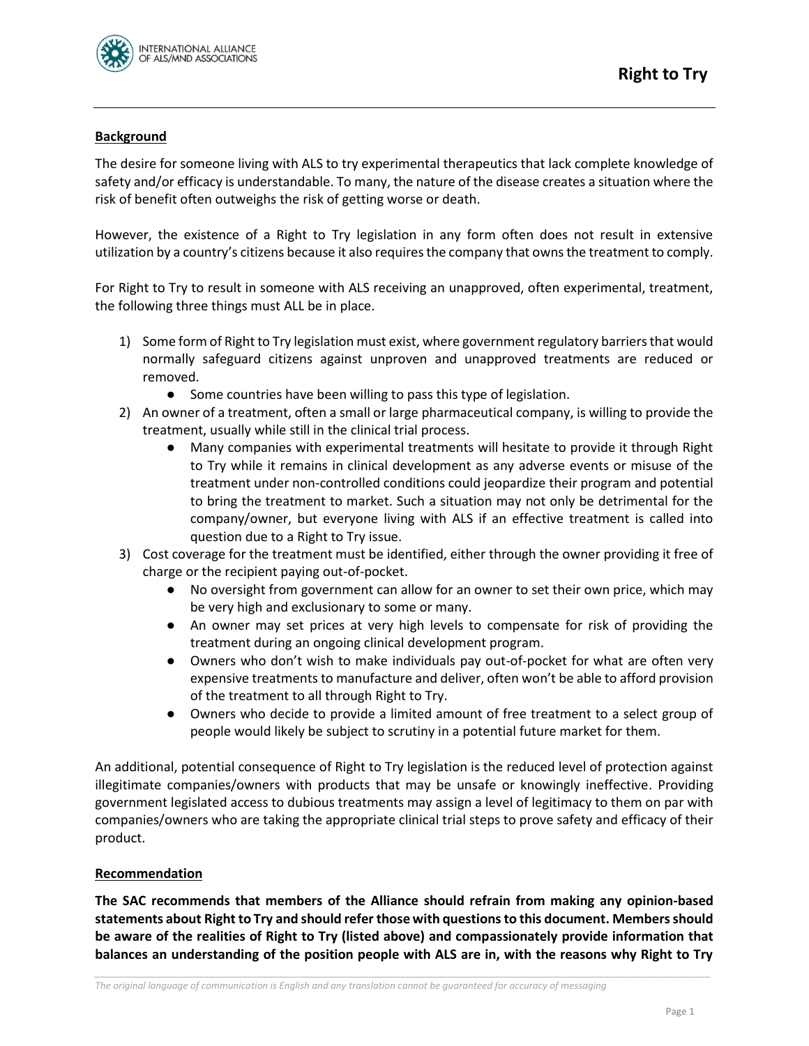# Right to Try

**Background**

The desire for someone living with ALS to try experimental therapeutics that lack complete knowledge of safety and/or efficacy is understandable. To many, the nature of the disease creates a situation where the risk of benefit often outweighs the risk of getting worse or death.

However, the existence of a Right to Try legislation in any form often does not result in extensive utilization by a country's citizens because it also requires the company that owns the treatment to comply.

For Right to Try to result in someone with ALS receiving an unapproved, often experimental, treatment, the following three things must ALL be in place.

1) Some form of Right to Try legislation must exist, where government regulatory barriers that would normally safeguard citizens against unproven and unapproved treatments are reduced or removed.
    - Some countries have been willing to pass this type of legislation.
2) An owner of a treatment, often a small or large pharmaceutical company, is willing to provide the treatment, usually while still in the clinical trial process.
    - Many companies with experimental treatments will hesitate to provide it through Right to Try while it remains in clinical development as any adverse events or misuse of the treatment under non-controlled conditions could jeopardize their program and potential to bring the treatment to market. Such a situation may not only be detrimental for the company/owner, but everyone living with ALS if an effective treatment is called into question due to a Right to Try issue.
3) Cost coverage for the treatment must be identified, either through the owner providing it free of charge or the recipient paying out-of-pocket.
    - No oversight from government can allow for an owner to set their own price, which may be very high and exclusionary to some or many.
    - An owner may set prices at very high levels to compensate for risk of providing the treatment during an ongoing clinical development program.
    - Owners who don't wish to make individuals pay out-of-pocket for what are often very expensive treatments to manufacture and deliver, often won't be able to afford provision of the treatment to all through Right to Try.
    - Owners who decide to provide a limited amount of free treatment to a select group of people would likely be subject to scrutiny in a potential future market for them.

An additional, potential consequence of Right to Try legislation is the reduced level of protection against illegitimate companies/owners with products that may be unsafe or knowingly ineffective. Providing government legislated access to dubious treatments may assign a level of legitimacy to them on par with companies/owners who are taking the appropriate clinical trial steps to prove safety and efficacy of their product.

**Recommendation**

**The SAC recommends that members of the Alliance should refrain from making any opinion-based statements about Right to Try and should refer those with questions to this document. Members should be aware of the realities of Right to Try (listed above) and compassionately provide information that balances an understanding of the position people with ALS are in, with the reasons why Right to Try**

*The original language of communication is English and any translation cannot be guaranteed for accuracy of messaging*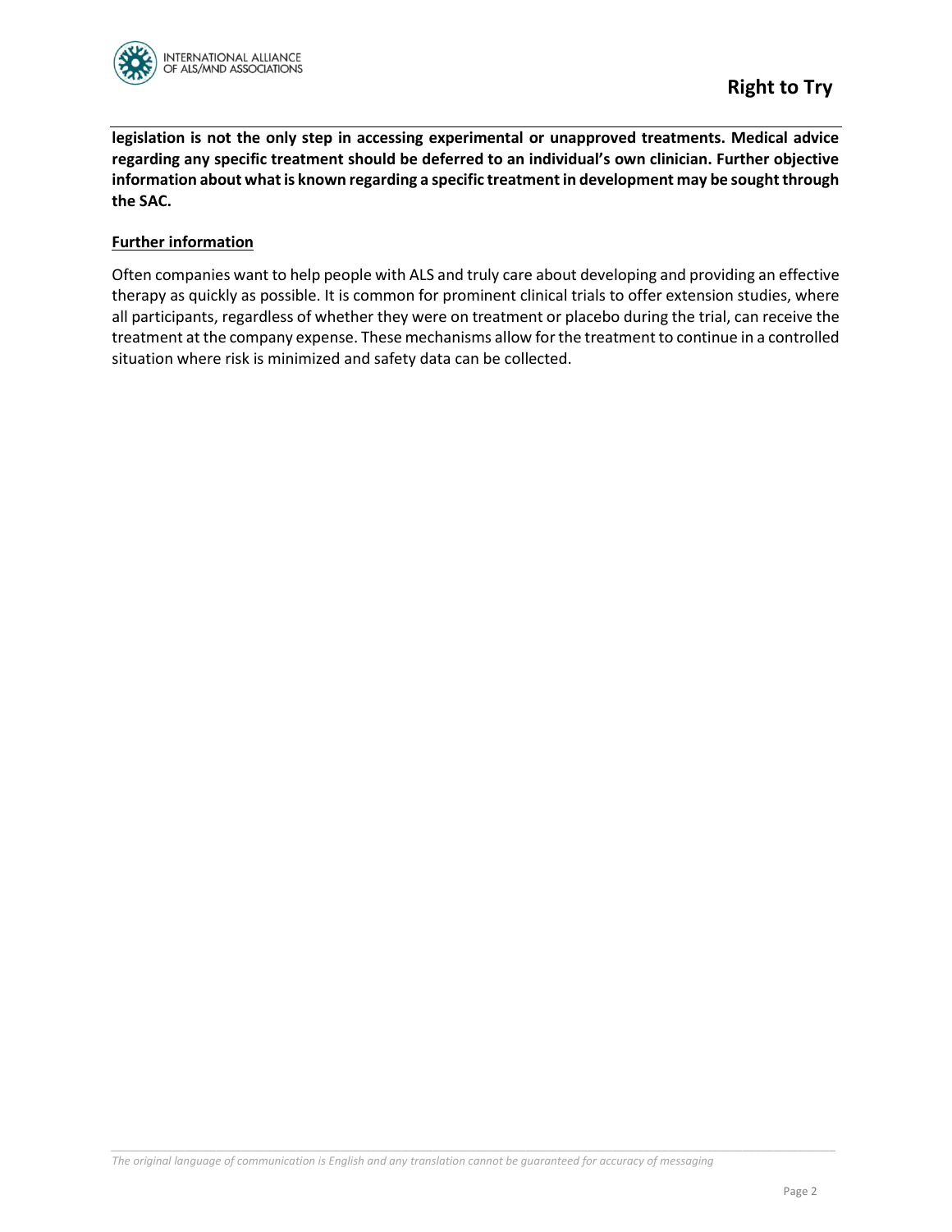**legislation is not the only step in accessing experimental or unapproved treatments. Medical advice regarding any specific treatment should be deferred to an individual's own clinician. Further objective information about what is known regarding a specific treatment in development may be sought through the SAC.**

## Further information

Often companies want to help people with ALS and truly care about developing and providing an effective therapy as quickly as possible. It is common for prominent clinical trials to offer extension studies, where all participants, regardless of whether they were on treatment or placebo during the trial, can receive the treatment at the company expense. These mechanisms allow for the treatment to continue in a controlled situation where risk is minimized and safety data can be collected.